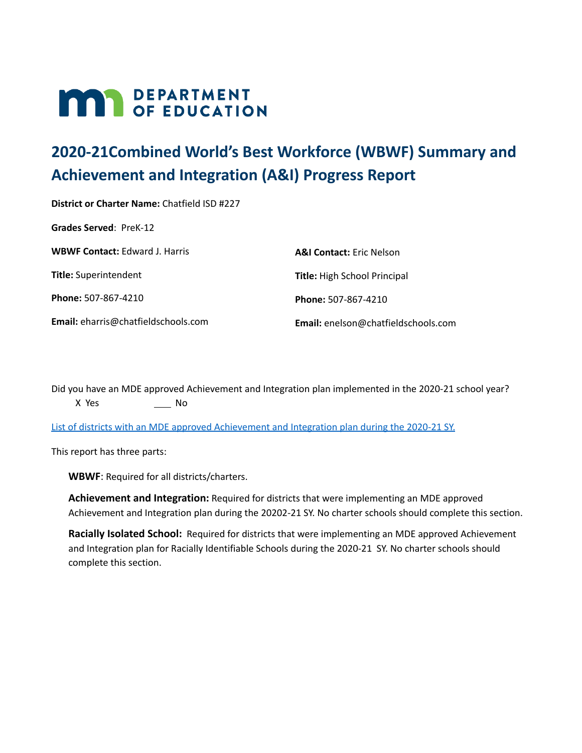MN DEPARTMENT OF EDUCATION

# 2020-21Combined World's Best Workforce (WBWF) Summary and Achievement and Integration (A&I) Progress Report

**District or Charter Name:** Chatfield ISD #227

**Grades Served**: PreK-12

**WBWF Contact:** Edward J. Harris

**Title:** Superintendent

**Phone:** 507-867-4210

**Email:** eharris@chatfieldschools.com

**A&I Contact:** Eric Nelson

**Title:** High School Principal

**Phone:** 507-867-4210

**Email:** enelson@chatfieldschools.com

Did you have an MDE approved Achievement and Integration plan implemented in the 2020-21 school year?

X Yes ____ No

List of districts with an MDE approved Achievement and Integration plan during the 2020-21 SY.

This report has three parts:

**WBWF**: Required for all districts/charters.

**Achievement and Integration:** Required for districts that were implementing an MDE approved Achievement and Integration plan during the 20202-21 SY. No charter schools should complete this section.

**Racially Isolated School:** Required for districts that were implementing an MDE approved Achievement and Integration plan for Racially Identifiable Schools during the 2020-21 SY. No charter schools should complete this section.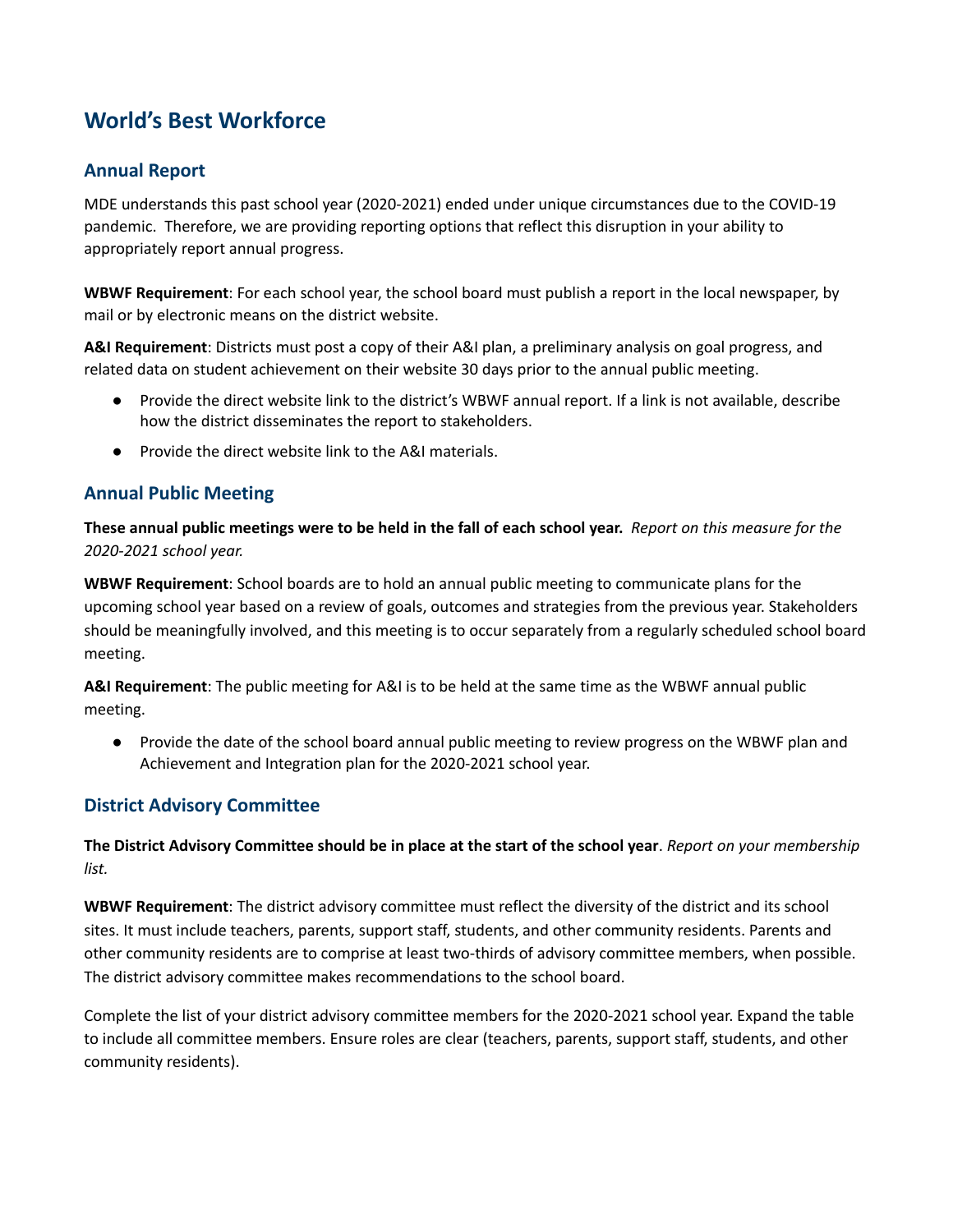# World's Best Workforce

## Annual Report

MDE understands this past school year (2020-2021) ended under unique circumstances due to the COVID-19 pandemic. Therefore, we are providing reporting options that reflect this disruption in your ability to appropriately report annual progress.

**WBWF Requirement**: For each school year, the school board must publish a report in the local newspaper, by mail or by electronic means on the district website.

**A&I Requirement**: Districts must post a copy of their A&I plan, a preliminary analysis on goal progress, and related data on student achievement on their website 30 days prior to the annual public meeting.

- Provide the direct website link to the district's WBWF annual report. If a link is not available, describe how the district disseminates the report to stakeholders.
- Provide the direct website link to the A&I materials.

## Annual Public Meeting

**These annual public meetings were to be held in the fall of each school year.** *Report on this measure for the 2020-2021 school year.*

**WBWF Requirement**: School boards are to hold an annual public meeting to communicate plans for the upcoming school year based on a review of goals, outcomes and strategies from the previous year. Stakeholders should be meaningfully involved, and this meeting is to occur separately from a regularly scheduled school board meeting.

**A&I Requirement**: The public meeting for A&I is to be held at the same time as the WBWF annual public meeting.

- Provide the date of the school board annual public meeting to review progress on the WBWF plan and Achievement and Integration plan for the 2020-2021 school year.

## District Advisory Committee

**The District Advisory Committee should be in place at the start of the school year**. *Report on your membership list.*

**WBWF Requirement**: The district advisory committee must reflect the diversity of the district and its school sites. It must include teachers, parents, support staff, students, and other community residents. Parents and other community residents are to comprise at least two-thirds of advisory committee members, when possible. The district advisory committee makes recommendations to the school board.

Complete the list of your district advisory committee members for the 2020-2021 school year. Expand the table to include all committee members. Ensure roles are clear (teachers, parents, support staff, students, and other community residents).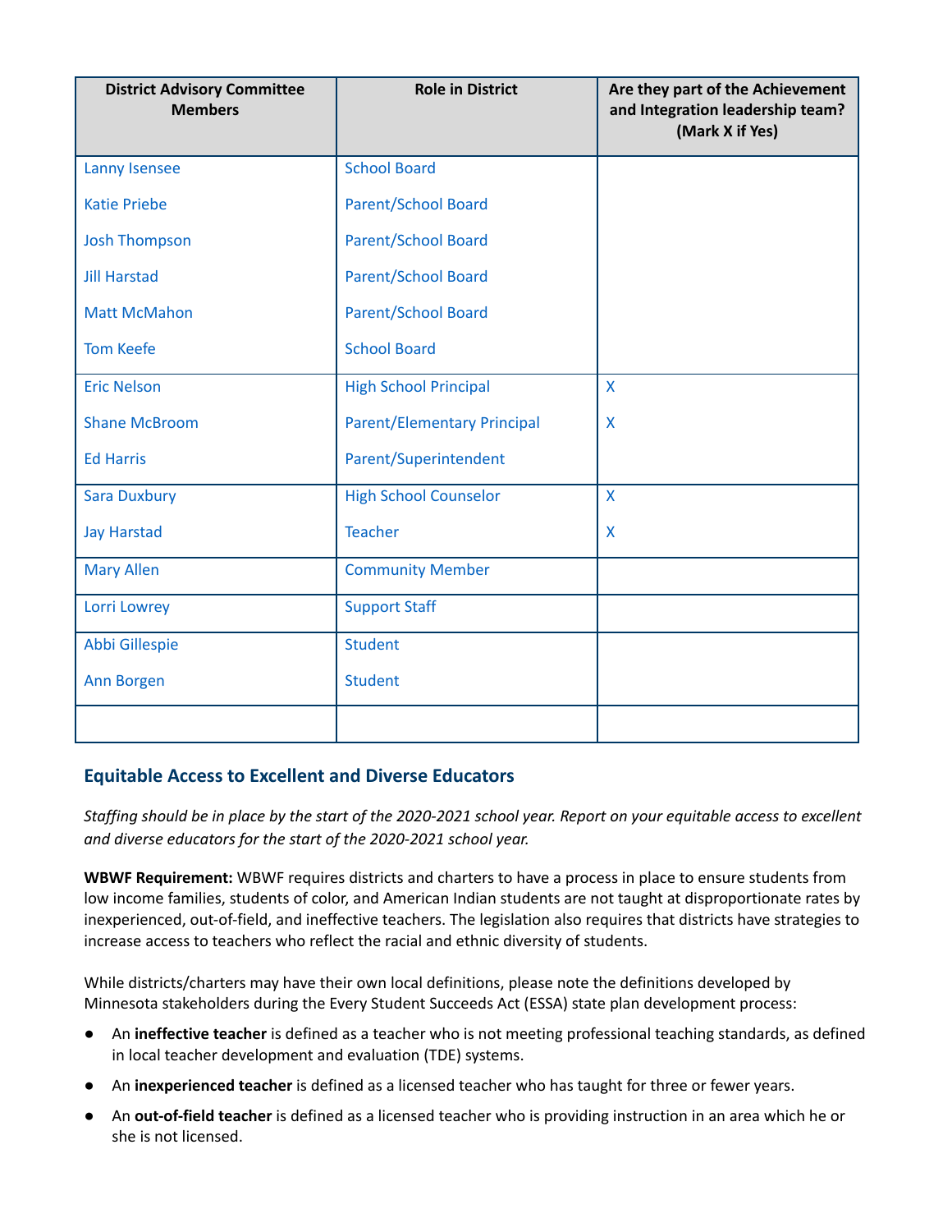| District Advisory Committee Members | Role in District | Are they part of the Achievement and Integration leadership team? (Mark X if Yes) |
|---|---|---|
| Lanny Isensee | School Board | |
| Katie Priebe | Parent/School Board | |
| Josh Thompson | Parent/School Board | |
| Jill Harstad | Parent/School Board | |
| Matt McMahon | Parent/School Board | |
| Tom Keefe | School Board | |
| Eric Nelson | High School Principal | X |
| Shane McBroom | Parent/Elementary Principal | X |
| Ed Harris | Parent/Superintendent | |
| Sara Duxbury | High School Counselor | X |
| Jay Harstad | Teacher | X |
| Mary Allen | Community Member | |
| Lorri Lowrey | Support Staff | |
| Abbi Gillespie | Student | |
| Ann Borgen | Student | |
| | | |

## Equitable Access to Excellent and Diverse Educators

*Staffing should be in place by the start of the 2020-2021 school year. Report on your equitable access to excellent and diverse educators for the start of the 2020-2021 school year.*

**WBWF Requirement:** WBWF requires districts and charters to have a process in place to ensure students from low income families, students of color, and American Indian students are not taught at disproportionate rates by inexperienced, out-of-field, and ineffective teachers. The legislation also requires that districts have strategies to increase access to teachers who reflect the racial and ethnic diversity of students.

While districts/charters may have their own local definitions, please note the definitions developed by Minnesota stakeholders during the Every Student Succeeds Act (ESSA) state plan development process:

- An **ineffective teacher** is defined as a teacher who is not meeting professional teaching standards, as defined in local teacher development and evaluation (TDE) systems.
- An **inexperienced teacher** is defined as a licensed teacher who has taught for three or fewer years.
- An **out-of-field teacher** is defined as a licensed teacher who is providing instruction in an area which he or she is not licensed.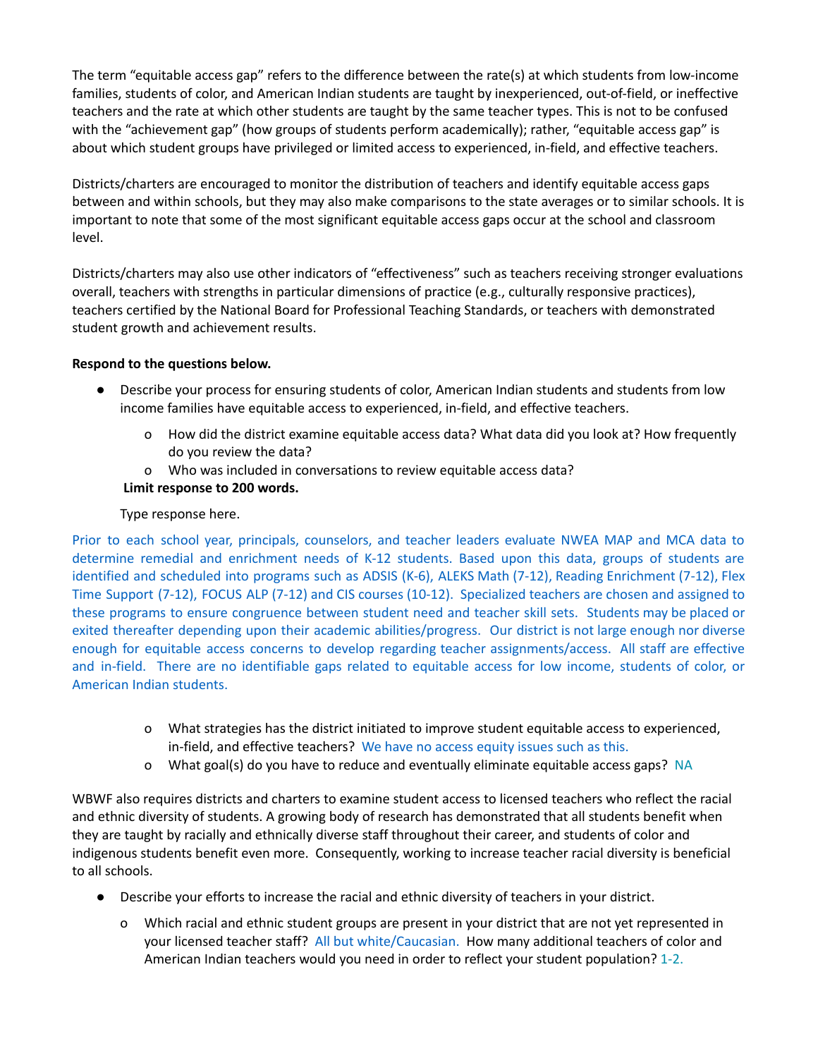The term "equitable access gap" refers to the difference between the rate(s) at which students from low-income families, students of color, and American Indian students are taught by inexperienced, out-of-field, or ineffective teachers and the rate at which other students are taught by the same teacher types. This is not to be confused with the "achievement gap" (how groups of students perform academically); rather, "equitable access gap" is about which student groups have privileged or limited access to experienced, in-field, and effective teachers.

Districts/charters are encouraged to monitor the distribution of teachers and identify equitable access gaps between and within schools, but they may also make comparisons to the state averages or to similar schools. It is important to note that some of the most significant equitable access gaps occur at the school and classroom level.

Districts/charters may also use other indicators of "effectiveness" such as teachers receiving stronger evaluations overall, teachers with strengths in particular dimensions of practice (e.g., culturally responsive practices), teachers certified by the National Board for Professional Teaching Standards, or teachers with demonstrated student growth and achievement results.

**Respond to the questions below.**

- Describe your process for ensuring students of color, American Indian students and students from low income families have equitable access to experienced, in-field, and effective teachers.
  - o How did the district examine equitable access data? What data did you look at? How frequently do you review the data?
  - o Who was included in conversations to review equitable access data?

  **Limit response to 200 words.**

  Type response here.

Prior to each school year, principals, counselors, and teacher leaders evaluate NWEA MAP and MCA data to determine remedial and enrichment needs of K-12 students. Based upon this data, groups of students are identified and scheduled into programs such as ADSIS (K-6), ALEKS Math (7-12), Reading Enrichment (7-12), Flex Time Support (7-12), FOCUS ALP (7-12) and CIS courses (10-12). Specialized teachers are chosen and assigned to these programs to ensure congruence between student need and teacher skill sets. Students may be placed or exited thereafter depending upon their academic abilities/progress. Our district is not large enough nor diverse enough for equitable access concerns to develop regarding teacher assignments/access. All staff are effective and in-field. There are no identifiable gaps related to equitable access for low income, students of color, or American Indian students.

  - o What strategies has the district initiated to improve student equitable access to experienced, in-field, and effective teachers? We have no access equity issues such as this.
  - o What goal(s) do you have to reduce and eventually eliminate equitable access gaps? NA

WBWF also requires districts and charters to examine student access to licensed teachers who reflect the racial and ethnic diversity of students. A growing body of research has demonstrated that all students benefit when they are taught by racially and ethnically diverse staff throughout their career, and students of color and indigenous students benefit even more. Consequently, working to increase teacher racial diversity is beneficial to all schools.

- Describe your efforts to increase the racial and ethnic diversity of teachers in your district.
  - o Which racial and ethnic student groups are present in your district that are not yet represented in your licensed teacher staff? All but white/Caucasian. How many additional teachers of color and American Indian teachers would you need in order to reflect your student population? 1-2.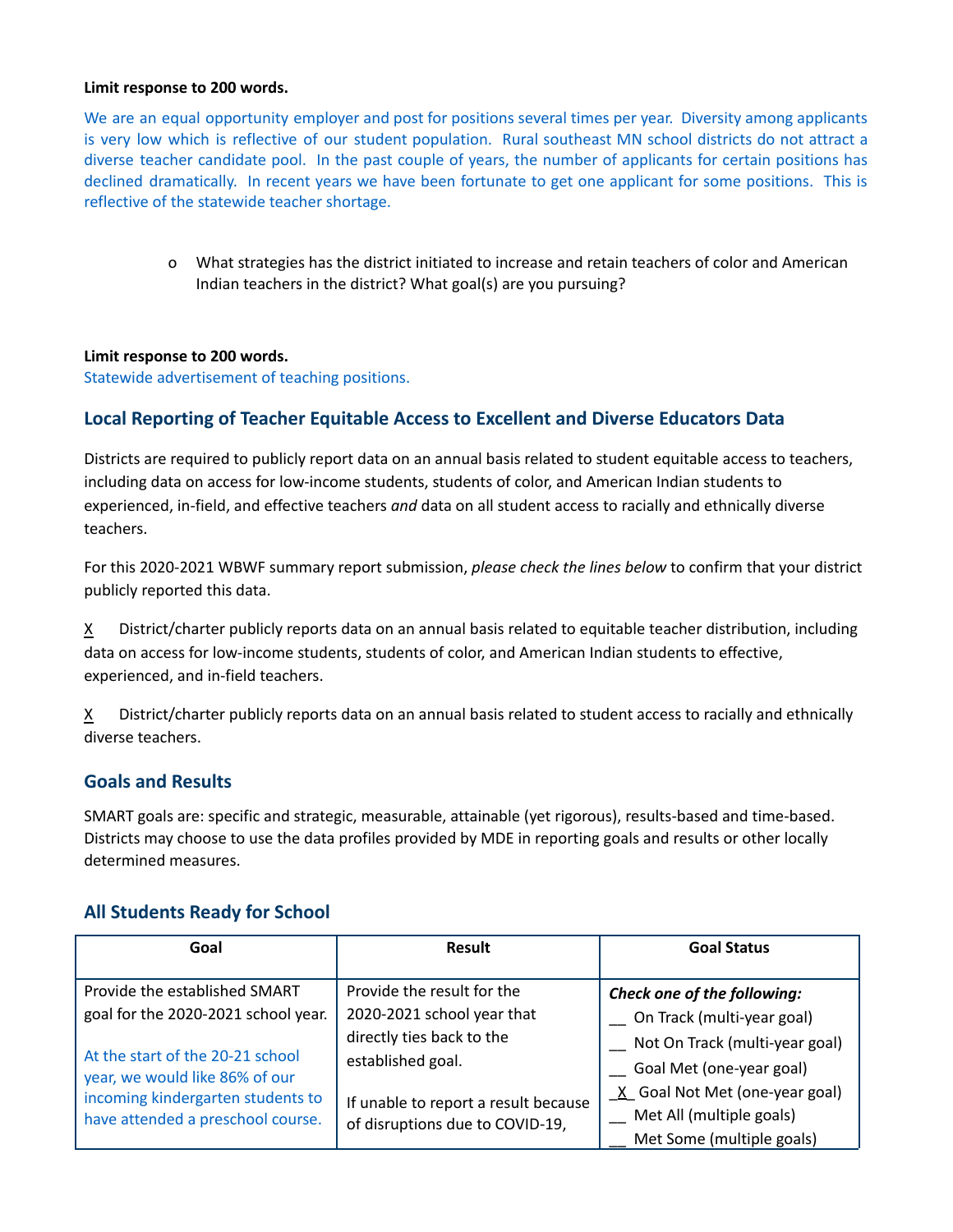**Limit response to 200 words.**

We are an equal opportunity employer and post for positions several times per year. Diversity among applicants is very low which is reflective of our student population. Rural southeast MN school districts do not attract a diverse teacher candidate pool. In the past couple of years, the number of applicants for certain positions has declined dramatically. In recent years we have been fortunate to get one applicant for some positions. This is reflective of the statewide teacher shortage.

- What strategies has the district initiated to increase and retain teachers of color and American Indian teachers in the district? What goal(s) are you pursuing?

**Limit response to 200 words.**

Statewide advertisement of teaching positions.

## Local Reporting of Teacher Equitable Access to Excellent and Diverse Educators Data

Districts are required to publicly report data on an annual basis related to student equitable access to teachers, including data on access for low-income students, students of color, and American Indian students to experienced, in-field, and effective teachers *and* data on all student access to racially and ethnically diverse teachers.

For this 2020-2021 WBWF summary report submission, *please check the lines below* to confirm that your district publicly reported this data.

X District/charter publicly reports data on an annual basis related to equitable teacher distribution, including data on access for low-income students, students of color, and American Indian students to effective, experienced, and in-field teachers.

X District/charter publicly reports data on an annual basis related to student access to racially and ethnically diverse teachers.

## Goals and Results

SMART goals are: specific and strategic, measurable, attainable (yet rigorous), results-based and time-based. Districts may choose to use the data profiles provided by MDE in reporting goals and results or other locally determined measures.

## All Students Ready for School

| Goal | Result | Goal Status |
|---|---|---|
| Provide the established SMART goal for the 2020-2021 school year.<br><br>At the start of the 20-21 school year, we would like 86% of our incoming kindergarten students to have attended a preschool course. | Provide the result for the 2020-2021 school year that directly ties back to the established goal.<br><br>If unable to report a result because of disruptions due to COVID-19, | ***Check one of the following:***<br>__ On Track (multi-year goal)<br>__ Not On Track (multi-year goal)<br>__ Goal Met (one-year goal)<br>_X_ Goal Not Met (one-year goal)<br>__ Met All (multiple goals)<br>__ Met Some (multiple goals) |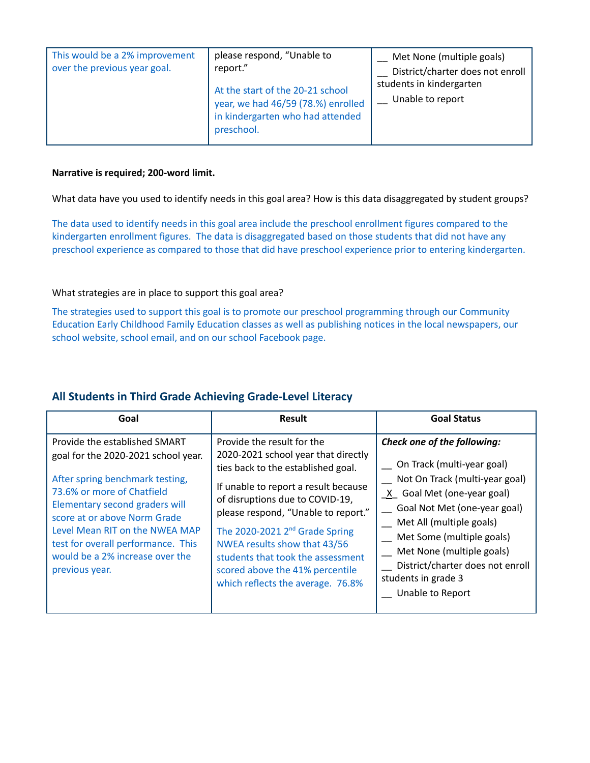| | | |
|---|---|---|
| This would be a 2% improvement over the previous year goal. | please respond, "Unable to report."<br><br>At the start of the 20-21 school year, we had 46/59 (78.%) enrolled in kindergarten who had attended preschool. | __ Met None (multiple goals)<br>__ District/charter does not enroll students in kindergarten<br>__ Unable to report |

**Narrative is required; 200-word limit.**

What data have you used to identify needs in this goal area? How is this data disaggregated by student groups?

The data used to identify needs in this goal area include the preschool enrollment figures compared to the kindergarten enrollment figures. The data is disaggregated based on those students that did not have any preschool experience as compared to those that did have preschool experience prior to entering kindergarten.

What strategies are in place to support this goal area?

The strategies used to support this goal is to promote our preschool programming through our Community Education Early Childhood Family Education classes as well as publishing notices in the local newspapers, our school website, school email, and on our school Facebook page.

## All Students in Third Grade Achieving Grade-Level Literacy

| Goal | Result | Goal Status |
|---|---|---|
| Provide the established SMART goal for the 2020-2021 school year.<br><br>After spring benchmark testing, 73.6% or more of Chatfield Elementary second graders will score at or above Norm Grade Level Mean RIT on the NWEA MAP test for overall performance. This would be a 2% increase over the previous year. | Provide the result for the 2020-2021 school year that directly ties back to the established goal.<br><br>If unable to report a result because of disruptions due to COVID-19, please respond, "Unable to report."<br><br>The 2020-2021 2nd Grade Spring NWEA results show that 43/56 students that took the assessment scored above the 41% percentile which reflects the average. 76.8% | ***Check one of the following:***<br><br>__ On Track (multi-year goal)<br>__ Not On Track (multi-year goal)<br>_X_ Goal Met (one-year goal)<br>__ Goal Not Met (one-year goal)<br>__ Met All (multiple goals)<br>__ Met Some (multiple goals)<br>__ Met None (multiple goals)<br>__ District/charter does not enroll students in grade 3<br>__ Unable to Report |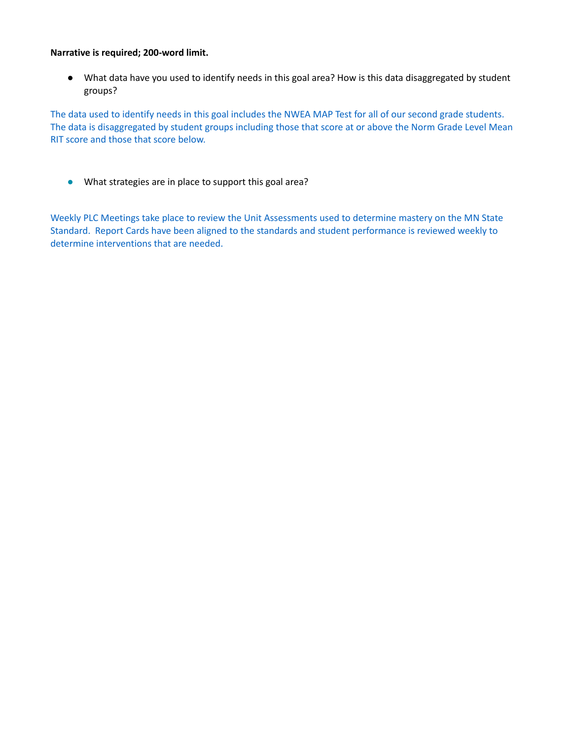**Narrative is required; 200-word limit.**

- What data have you used to identify needs in this goal area? How is this data disaggregated by student groups?

The data used to identify needs in this goal includes the NWEA MAP Test for all of our second grade students. The data is disaggregated by student groups including those that score at or above the Norm Grade Level Mean RIT score and those that score below.

- What strategies are in place to support this goal area?

Weekly PLC Meetings take place to review the Unit Assessments used to determine mastery on the MN State Standard. Report Cards have been aligned to the standards and student performance is reviewed weekly to determine interventions that are needed.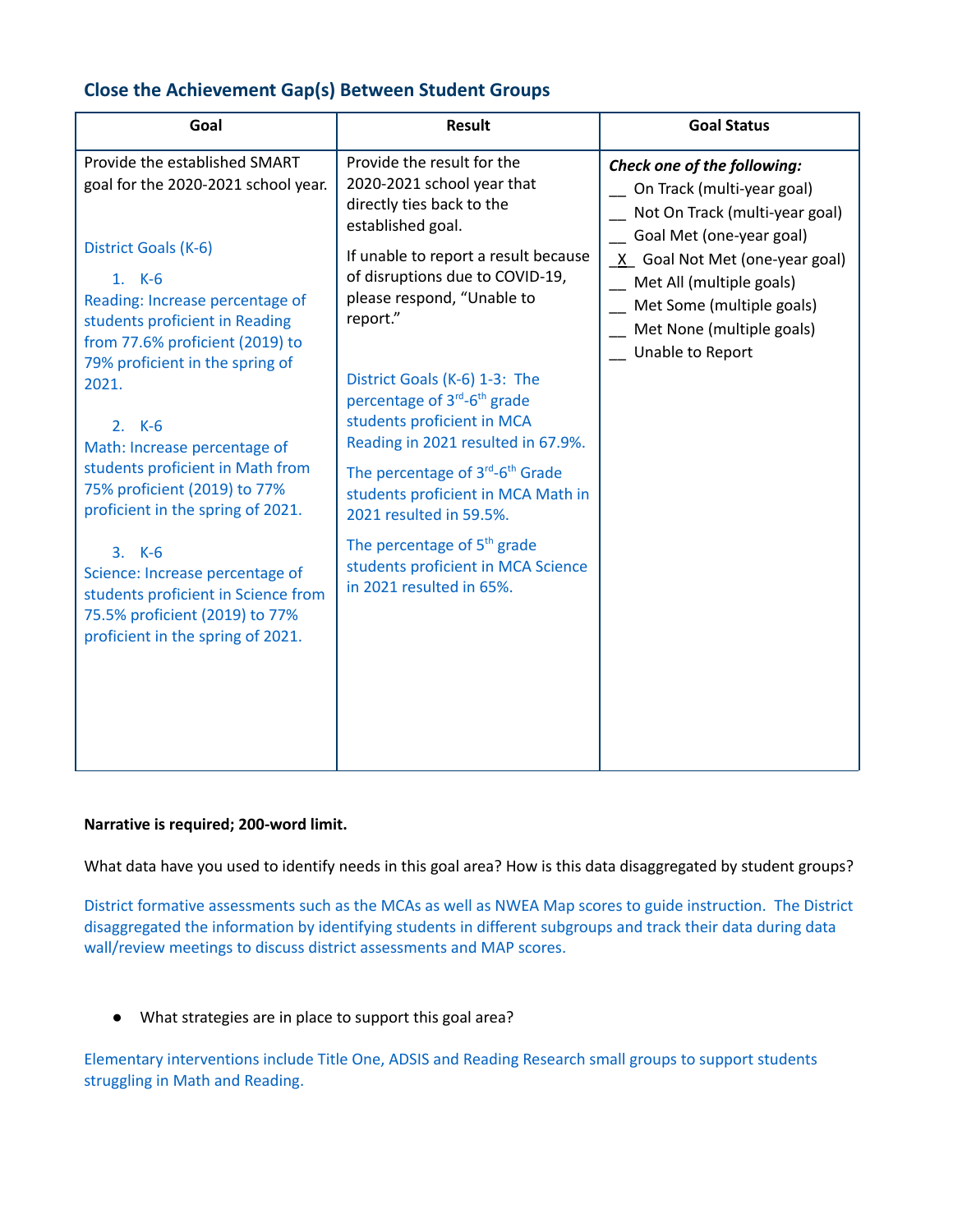## Close the Achievement Gap(s) Between Student Groups

| Goal | Result | Goal Status |
| --- | --- | --- |
| Provide the established SMART goal for the 2020-2021 school year.<br><br>District Goals (K-6)<br><br>1. K-6<br>Reading: Increase percentage of students proficient in Reading from 77.6% proficient (2019) to 79% proficient in the spring of 2021.<br><br>2. K-6<br>Math: Increase percentage of students proficient in Math from 75% proficient (2019) to 77% proficient in the spring of 2021.<br><br>3. K-6<br>Science: Increase percentage of students proficient in Science from 75.5% proficient (2019) to 77% proficient in the spring of 2021. | Provide the result for the 2020-2021 school year that directly ties back to the established goal.<br><br>If unable to report a result because of disruptions due to COVID-19, please respond, "Unable to report."<br><br>District Goals (K-6) 1-3: The percentage of 3rd-6th grade students proficient in MCA Reading in 2021 resulted in 67.9%.<br><br>The percentage of 3rd-6th Grade students proficient in MCA Math in 2021 resulted in 59.5%.<br><br>The percentage of 5th grade students proficient in MCA Science in 2021 resulted in 65%. | ***Check one of the following:***<br>__ On Track (multi-year goal)<br>__ Not On Track (multi-year goal)<br>__ Goal Met (one-year goal)<br>_X_ Goal Not Met (one-year goal)<br>__ Met All (multiple goals)<br>__ Met Some (multiple goals)<br>__ Met None (multiple goals)<br>__ Unable to Report |

**Narrative is required; 200-word limit.**

What data have you used to identify needs in this goal area? How is this data disaggregated by student groups?

District formative assessments such as the MCAs as well as NWEA Map scores to guide instruction. The District disaggregated the information by identifying students in different subgroups and track their data during data wall/review meetings to discuss district assessments and MAP scores.

- What strategies are in place to support this goal area?

Elementary interventions include Title One, ADSIS and Reading Research small groups to support students struggling in Math and Reading.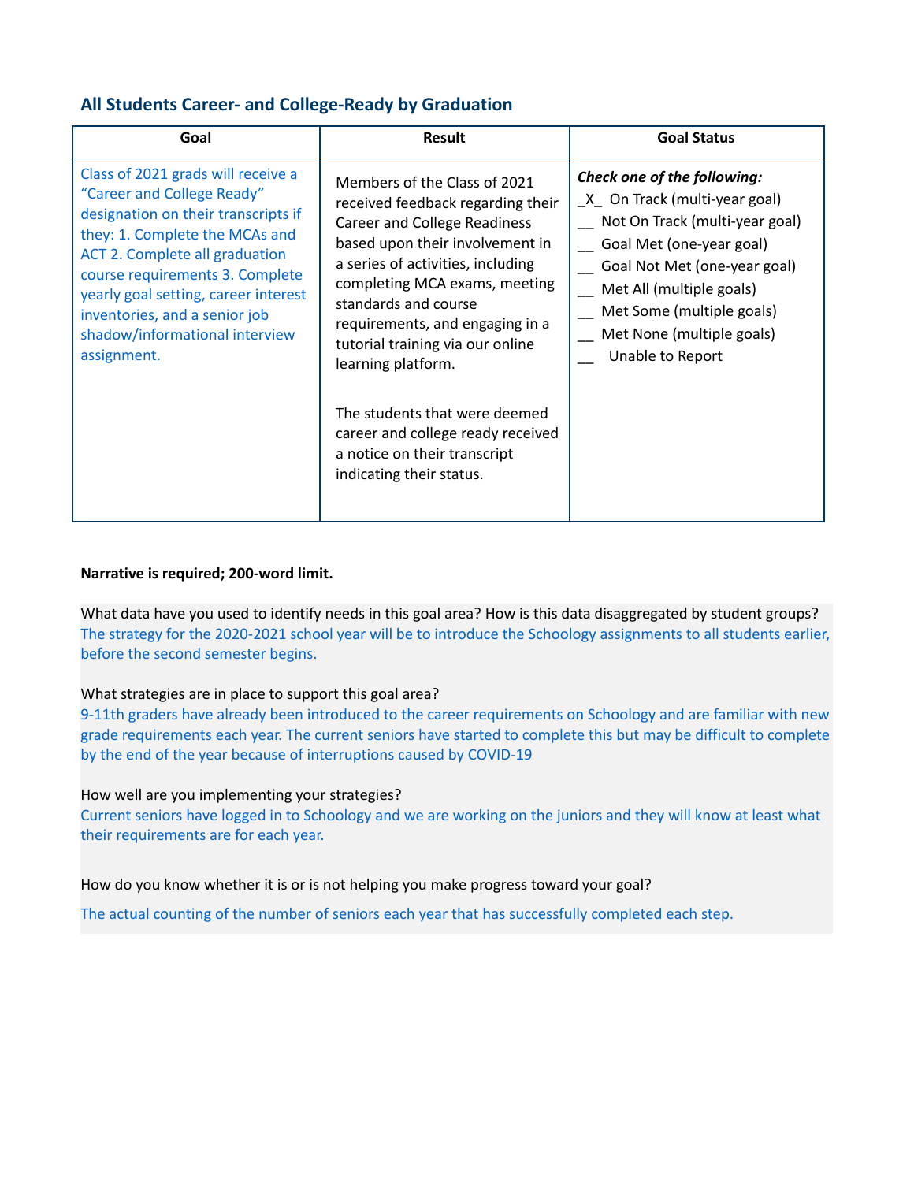## All Students Career- and College-Ready by Graduation

| Goal | Result | Goal Status |
|---|---|---|
| Class of 2021 grads will receive a "Career and College Ready" designation on their transcripts if they: 1. Complete the MCAs and ACT 2. Complete all graduation course requirements 3. Complete yearly goal setting, career interest inventories, and a senior job shadow/informational interview assignment. | Members of the Class of 2021 received feedback regarding their Career and College Readiness based upon their involvement in a series of activities, including completing MCA exams, meeting standards and course requirements, and engaging in a tutorial training via our online learning platform.<br><br>The students that were deemed career and college ready received a notice on their transcript indicating their status. | ***Check one of the following:***<br>_X_ On Track (multi-year goal)<br>__ Not On Track (multi-year goal)<br>__ Goal Met (one-year goal)<br>__ Goal Not Met (one-year goal)<br>__ Met All (multiple goals)<br>__ Met Some (multiple goals)<br>__ Met None (multiple goals)<br>__ Unable to Report |

**Narrative is required; 200-word limit.**

What data have you used to identify needs in this goal area? How is this data disaggregated by student groups?

The strategy for the 2020-2021 school year will be to introduce the Schoology assignments to all students earlier, before the second semester begins.

What strategies are in place to support this goal area?

9-11th graders have already been introduced to the career requirements on Schoology and are familiar with new grade requirements each year. The current seniors have started to complete this but may be difficult to complete by the end of the year because of interruptions caused by COVID-19

How well are you implementing your strategies?

Current seniors have logged in to Schoology and we are working on the juniors and they will know at least what their requirements are for each year.

How do you know whether it is or is not helping you make progress toward your goal?

The actual counting of the number of seniors each year that has successfully completed each step.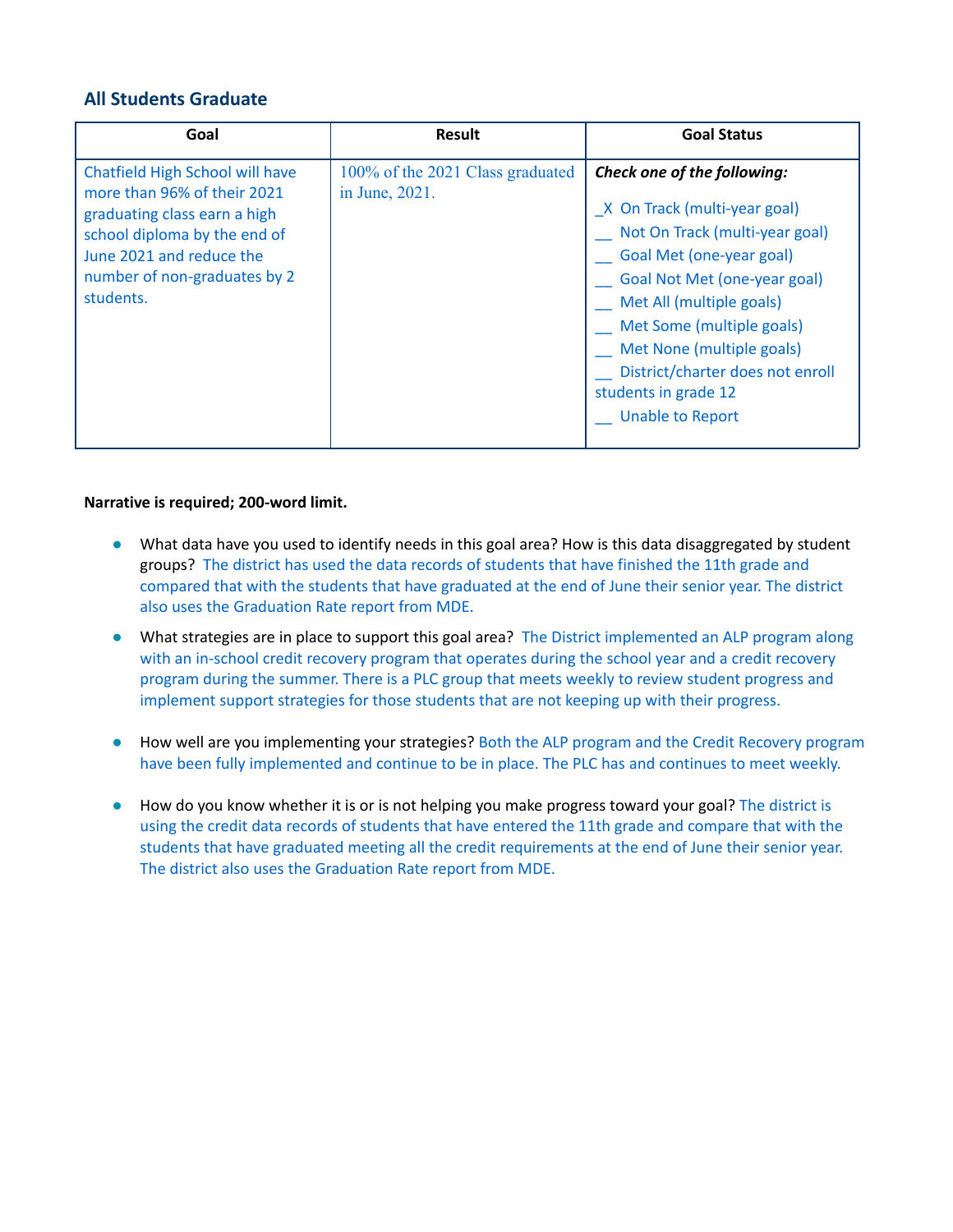## All Students Graduate

| Goal | Result | Goal Status |
|---|---|---|
| Chatfield High School will have more than 96% of their 2021 graduating class earn a high school diploma by the end of June 2021 and reduce the number of non-graduates by 2 students. | 100% of the 2021 Class graduated in June, 2021. | ***Check one of the following:***<br><br>_X On Track (multi-year goal)<br>__ Not On Track (multi-year goal)<br>__ Goal Met (one-year goal)<br>__ Goal Not Met (one-year goal)<br>__ Met All (multiple goals)<br>__ Met Some (multiple goals)<br>__ Met None (multiple goals)<br>__ District/charter does not enroll students in grade 12<br>__ Unable to Report |

**Narrative is required; 200-word limit.**

- What data have you used to identify needs in this goal area? How is this data disaggregated by student groups? The district has used the data records of students that have finished the 11th grade and compared that with the students that have graduated at the end of June their senior year. The district also uses the Graduation Rate report from MDE.
- What strategies are in place to support this goal area? The District implemented an ALP program along with an in-school credit recovery program that operates during the school year and a credit recovery program during the summer. There is a PLC group that meets weekly to review student progress and implement support strategies for those students that are not keeping up with their progress.
- How well are you implementing your strategies? Both the ALP program and the Credit Recovery program have been fully implemented and continue to be in place. The PLC has and continues to meet weekly.
- How do you know whether it is or is not helping you make progress toward your goal? The district is using the credit data records of students that have entered the 11th grade and compare that with the students that have graduated meeting all the credit requirements at the end of June their senior year. The district also uses the Graduation Rate report from MDE.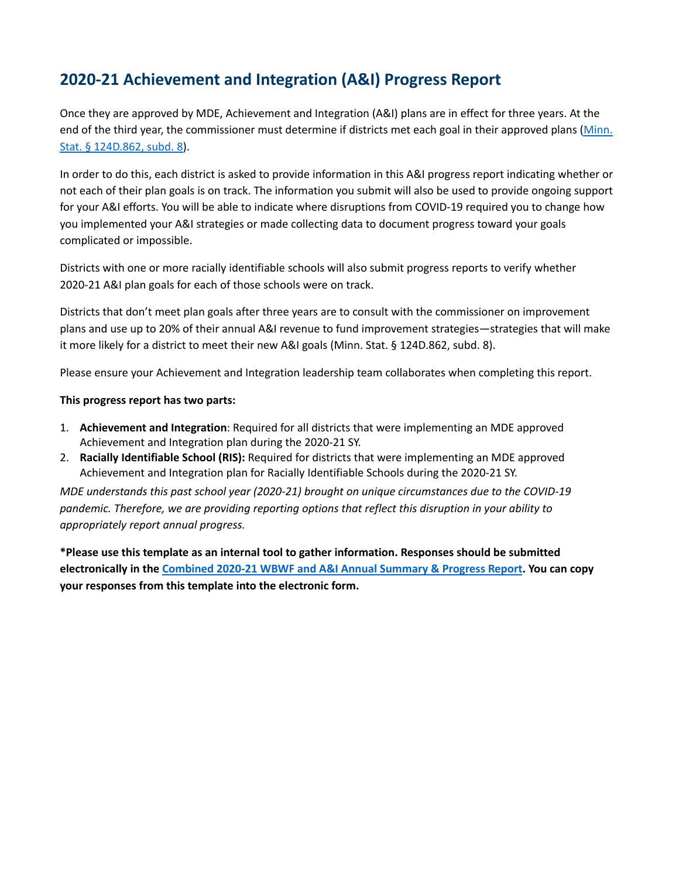## 2020-21 Achievement and Integration (A&I) Progress Report

Once they are approved by MDE, Achievement and Integration (A&I) plans are in effect for three years. At the end of the third year, the commissioner must determine if districts met each goal in their approved plans (Minn. Stat. § 124D.862, subd. 8).

In order to do this, each district is asked to provide information in this A&I progress report indicating whether or not each of their plan goals is on track. The information you submit will also be used to provide ongoing support for your A&I efforts. You will be able to indicate where disruptions from COVID-19 required you to change how you implemented your A&I strategies or made collecting data to document progress toward your goals complicated or impossible.

Districts with one or more racially identifiable schools will also submit progress reports to verify whether 2020-21 A&I plan goals for each of those schools were on track.

Districts that don't meet plan goals after three years are to consult with the commissioner on improvement plans and use up to 20% of their annual A&I revenue to fund improvement strategies—strategies that will make it more likely for a district to meet their new A&I goals (Minn. Stat. § 124D.862, subd. 8).

Please ensure your Achievement and Integration leadership team collaborates when completing this report.

**This progress report has two parts:**

1. **Achievement and Integration**: Required for all districts that were implementing an MDE approved Achievement and Integration plan during the 2020-21 SY.
2. **Racially Identifiable School (RIS):** Required for districts that were implementing an MDE approved Achievement and Integration plan for Racially Identifiable Schools during the 2020-21 SY.

*MDE understands this past school year (2020-21) brought on unique circumstances due to the COVID-19 pandemic. Therefore, we are providing reporting options that reflect this disruption in your ability to appropriately report annual progress.*

**\*Please use this template as an internal tool to gather information. Responses should be submitted electronically in the Combined 2020-21 WBWF and A&I Annual Summary & Progress Report. You can copy your responses from this template into the electronic form.**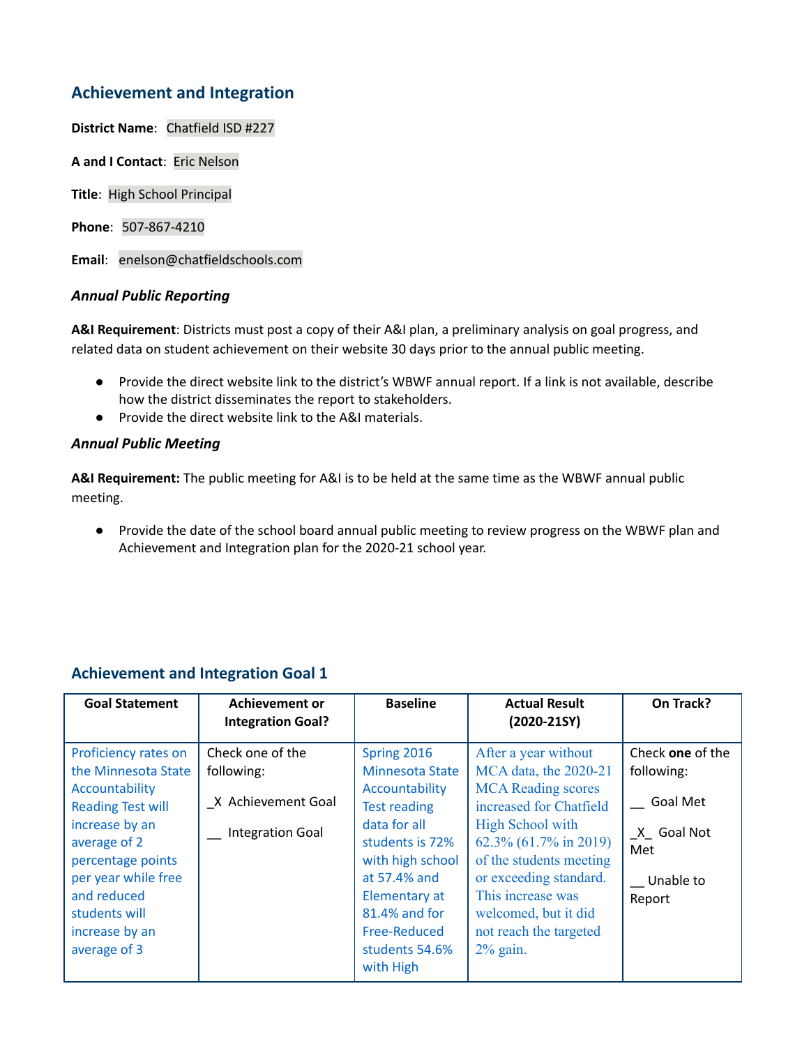## Achievement and Integration

**District Name**: Chatfield ISD #227

**A and I Contact**: Eric Nelson

**Title**: High School Principal

**Phone**: 507-867-4210

**Email**: enelson@chatfieldschools.com

### *Annual Public Reporting*

**A&I Requirement**: Districts must post a copy of their A&I plan, a preliminary analysis on goal progress, and related data on student achievement on their website 30 days prior to the annual public meeting.

- Provide the direct website link to the district's WBWF annual report. If a link is not available, describe how the district disseminates the report to stakeholders.
- Provide the direct website link to the A&I materials.

### *Annual Public Meeting*

**A&I Requirement:** The public meeting for A&I is to be held at the same time as the WBWF annual public meeting.

- Provide the date of the school board annual public meeting to review progress on the WBWF plan and Achievement and Integration plan for the 2020-21 school year.

## Achievement and Integration Goal 1

| Goal Statement | Achievement or Integration Goal? | Baseline | Actual Result (2020-21SY) | On Track? |
|---|---|---|---|---|
| Proficiency rates on the Minnesota State Accountability Reading Test will increase by an average of 2 percentage points per year while free and reduced students will increase by an average of 3 | Check one of the following:<br><br>_X Achievement Goal<br><br>__ Integration Goal | Spring 2016 Minnesota State Accountability Test reading data for all students is 72% with high school at 57.4% and Elementary at 81.4% and for Free-Reduced students 54.6% with High | After a year without MCA data, the 2020-21 MCA Reading scores increased for Chatfield High School with 62.3% (61.7% in 2019) of the students meeting or exceeding standard. This increase was welcomed, but it did not reach the targeted 2% gain. | Check **one** of the following:<br><br>__ Goal Met<br><br>_X_ Goal Not Met<br><br>__ Unable to Report |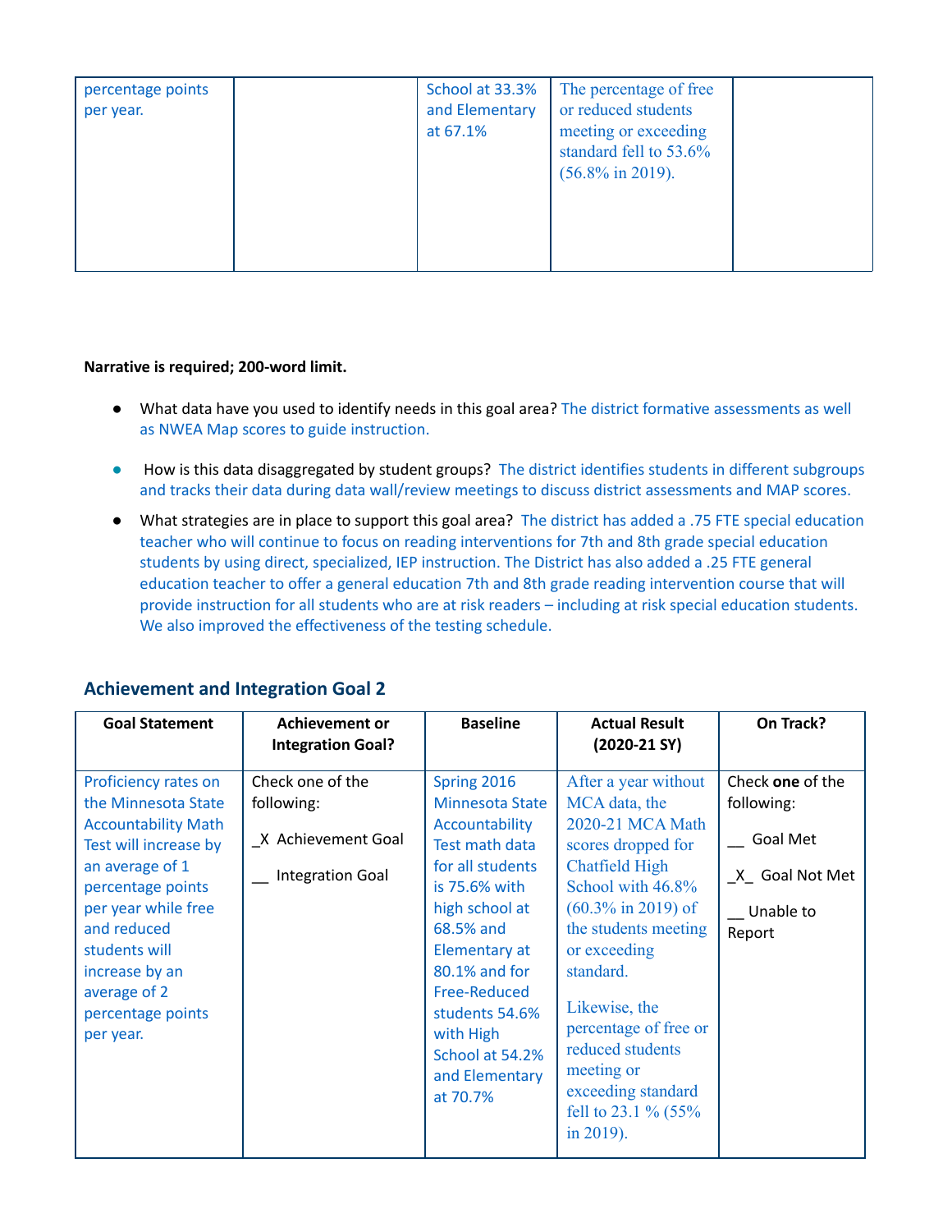| | | | | |
|---|---|---|---|---|
| percentage points per year. | | School at 33.3% and Elementary at 67.1% | The percentage of free or reduced students meeting or exceeding standard fell to 53.6% (56.8% in 2019). | |

**Narrative is required; 200-word limit.**

- What data have you used to identify needs in this goal area? The district formative assessments as well as NWEA Map scores to guide instruction.
- How is this data disaggregated by student groups? The district identifies students in different subgroups and tracks their data during data wall/review meetings to discuss district assessments and MAP scores.
- What strategies are in place to support this goal area? The district has added a .75 FTE special education teacher who will continue to focus on reading interventions for 7th and 8th grade special education students by using direct, specialized, IEP instruction. The District has also added a .25 FTE general education teacher to offer a general education 7th and 8th grade reading intervention course that will provide instruction for all students who are at risk readers – including at risk special education students. We also improved the effectiveness of the testing schedule.

## Achievement and Integration Goal 2

| Goal Statement | Achievement or Integration Goal? | Baseline | Actual Result (2020-21 SY) | On Track? |
|---|---|---|---|---|
| Proficiency rates on the Minnesota State Accountability Math Test will increase by an average of 1 percentage points per year while free and reduced students will increase by an average of 2 percentage points per year. | Check one of the following:<br><br>_X Achievement Goal<br><br>__ Integration Goal | Spring 2016 Minnesota State Accountability Test math data for all students is 75.6% with high school at 68.5% and Elementary at 80.1% and for Free-Reduced students 54.6% with High School at 54.2% and Elementary at 70.7% | After a year without MCA data, the 2020-21 MCA Math scores dropped for Chatfield High School with 46.8% (60.3% in 2019) of the students meeting or exceeding standard.<br><br>Likewise, the percentage of free or reduced students meeting or exceeding standard fell to 23.1 % (55% in 2019). | Check **one** of the following:<br><br>__ Goal Met<br><br>_X_ Goal Not Met<br><br>__ Unable to Report |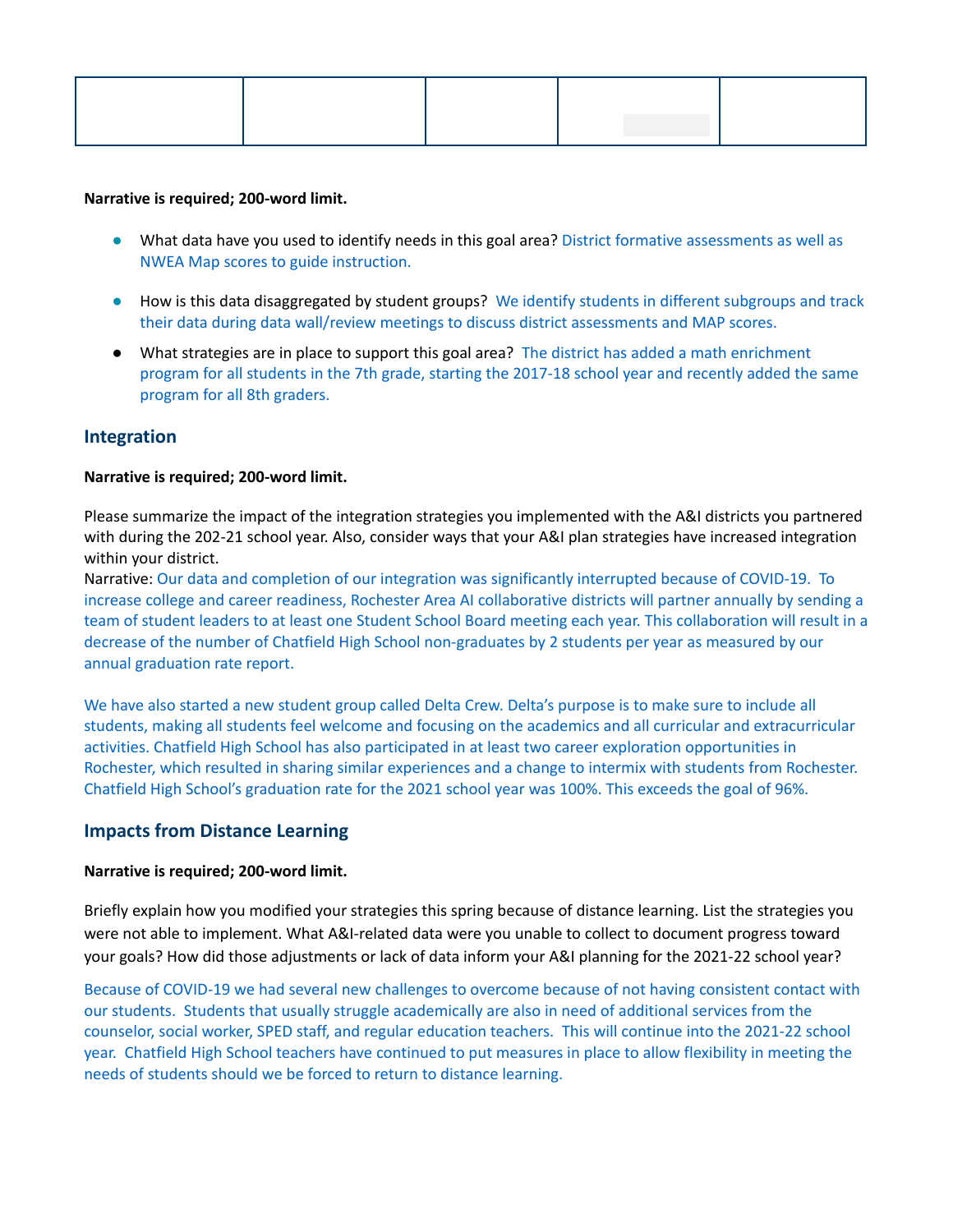| | | | | |
|---|---|---|---|---|
| | | | | |

**Narrative is required; 200-word limit.**

- What data have you used to identify needs in this goal area? District formative assessments as well as NWEA Map scores to guide instruction.
- How is this data disaggregated by student groups? We identify students in different subgroups and track their data during data wall/review meetings to discuss district assessments and MAP scores.
- What strategies are in place to support this goal area? The district has added a math enrichment program for all students in the 7th grade, starting the 2017-18 school year and recently added the same program for all 8th graders.

## Integration

**Narrative is required; 200-word limit.**

Please summarize the impact of the integration strategies you implemented with the A&I districts you partnered with during the 202-21 school year. Also, consider ways that your A&I plan strategies have increased integration within your district.

Narrative: Our data and completion of our integration was significantly interrupted because of COVID-19. To increase college and career readiness, Rochester Area AI collaborative districts will partner annually by sending a team of student leaders to at least one Student School Board meeting each year. This collaboration will result in a decrease of the number of Chatfield High School non-graduates by 2 students per year as measured by our annual graduation rate report.

We have also started a new student group called Delta Crew. Delta's purpose is to make sure to include all students, making all students feel welcome and focusing on the academics and all curricular and extracurricular activities. Chatfield High School has also participated in at least two career exploration opportunities in Rochester, which resulted in sharing similar experiences and a change to intermix with students from Rochester. Chatfield High School's graduation rate for the 2021 school year was 100%. This exceeds the goal of 96%.

## Impacts from Distance Learning

**Narrative is required; 200-word limit.**

Briefly explain how you modified your strategies this spring because of distance learning. List the strategies you were not able to implement. What A&I-related data were you unable to collect to document progress toward your goals? How did those adjustments or lack of data inform your A&I planning for the 2021-22 school year?

Because of COVID-19 we had several new challenges to overcome because of not having consistent contact with our students. Students that usually struggle academically are also in need of additional services from the counselor, social worker, SPED staff, and regular education teachers. This will continue into the 2021-22 school year. Chatfield High School teachers have continued to put measures in place to allow flexibility in meeting the needs of students should we be forced to return to distance learning.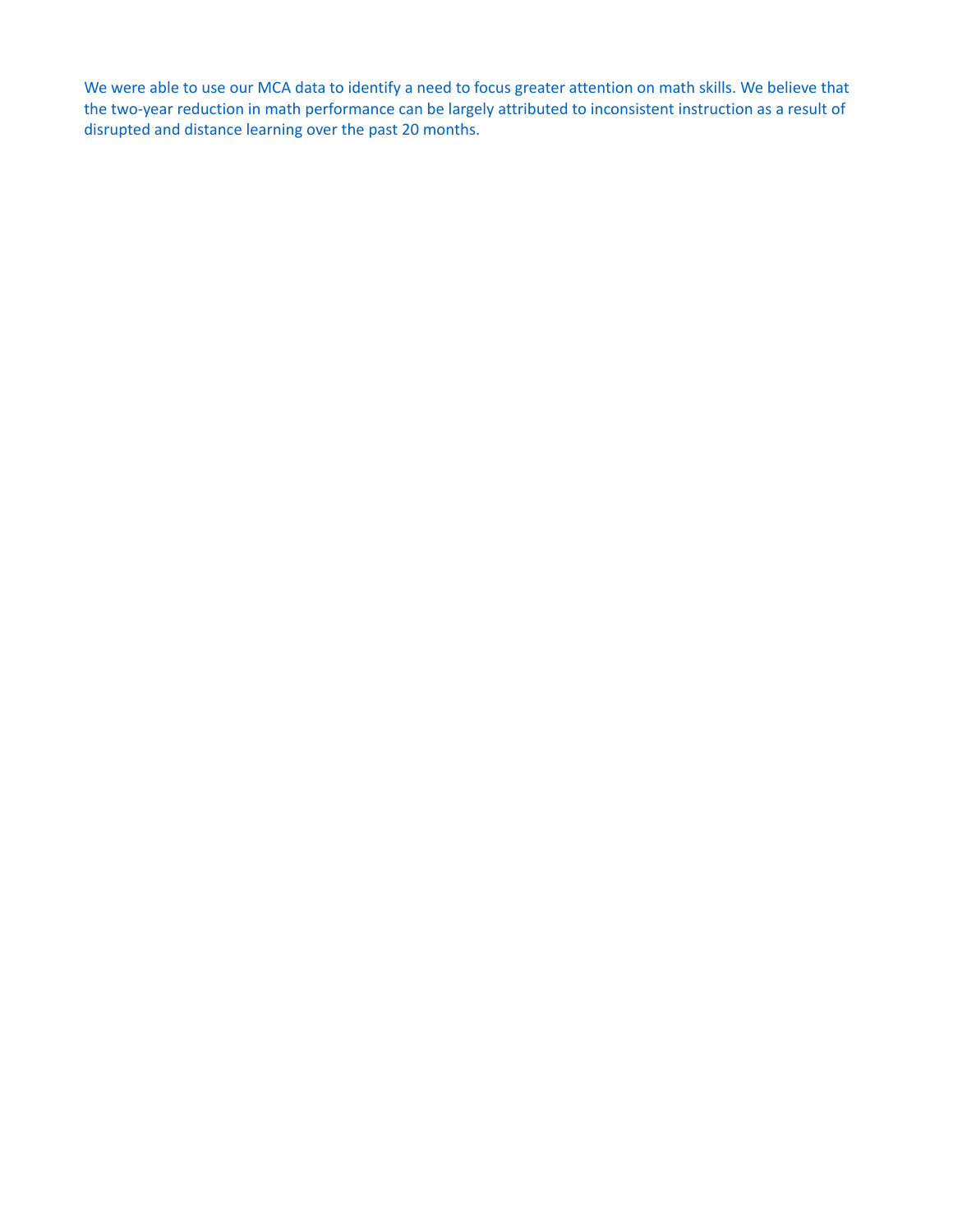We were able to use our MCA data to identify a need to focus greater attention on math skills. We believe that the two-year reduction in math performance can be largely attributed to inconsistent instruction as a result of disrupted and distance learning over the past 20 months.